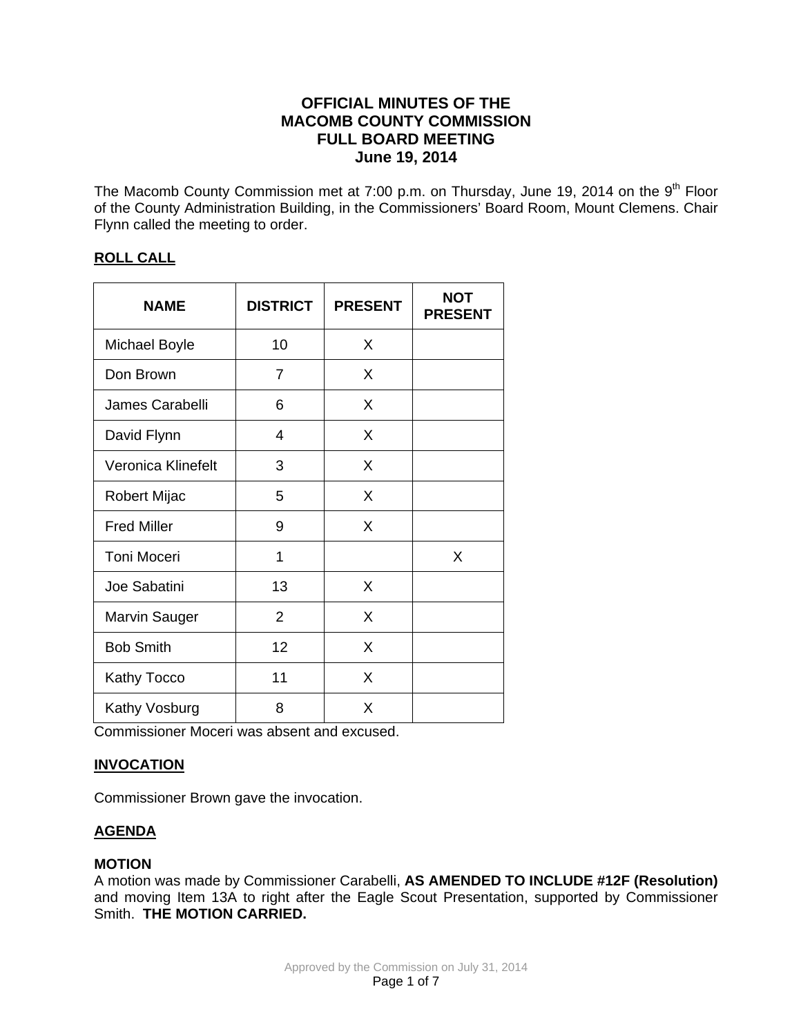# OFFICIAL MINUTES OF THE MACOMB COUNTY COMMISSION FULL BOARD MEETING June 19, 2014

The Macomb County Commission met at 7:00 p.m. on Thursday, June 19, 2014 on the 9th Floor of the County Administration Building, in the Commissioners' Board Room, Mount Clemens. Chair Flynn called the meeting to order.

## ROLL CALL

| NAME | DISTRICT | PRESENT | NOT PRESENT |
|---|---|---|---|
| Michael Boyle | 10 | X | |
| Don Brown | 7 | X | |
| James Carabelli | 6 | X | |
| David Flynn | 4 | X | |
| Veronica Klinefelt | 3 | X | |
| Robert Mijac | 5 | X | |
| Fred Miller | 9 | X | |
| Toni Moceri | 1 | | X |
| Joe Sabatini | 13 | X | |
| Marvin Sauger | 2 | X | |
| Bob Smith | 12 | X | |
| Kathy Tocco | 11 | X | |
| Kathy Vosburg | 8 | X | |

Commissioner Moceri was absent and excused.

## INVOCATION

Commissioner Brown gave the invocation.

## AGENDA

**MOTION**
A motion was made by Commissioner Carabelli, **AS AMENDED TO INCLUDE #12F (Resolution)** and moving Item 13A to right after the Eagle Scout Presentation, supported by Commissioner Smith. **THE MOTION CARRIED.**

Approved by the Commission on July 31, 2014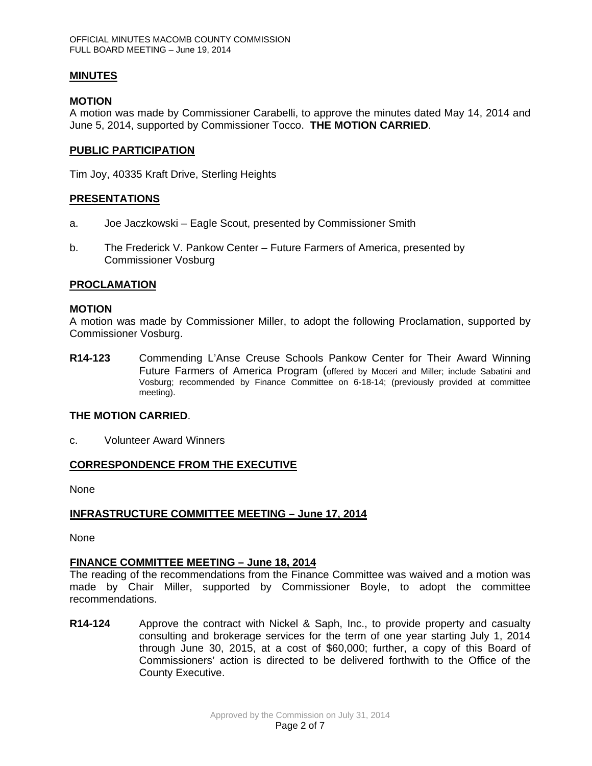**MINUTES**

**MOTION**

A motion was made by Commissioner Carabelli, to approve the minutes dated May 14, 2014 and June 5, 2014, supported by Commissioner Tocco. **THE MOTION CARRIED**.

**PUBLIC PARTICIPATION**

Tim Joy, 40335 Kraft Drive, Sterling Heights

**PRESENTATIONS**

a. Joe Jaczkowski – Eagle Scout, presented by Commissioner Smith

b. The Frederick V. Pankow Center – Future Farmers of America, presented by Commissioner Vosburg

**PROCLAMATION**

**MOTION**

A motion was made by Commissioner Miller, to adopt the following Proclamation, supported by Commissioner Vosburg.

**R14-123** Commending L'Anse Creuse Schools Pankow Center for Their Award Winning Future Farmers of America Program (offered by Moceri and Miller; include Sabatini and Vosburg; recommended by Finance Committee on 6-18-14; (previously provided at committee meeting).

**THE MOTION CARRIED**.

c. Volunteer Award Winners

**CORRESPONDENCE FROM THE EXECUTIVE**

None

**INFRASTRUCTURE COMMITTEE MEETING – June 17, 2014**

None

**FINANCE COMMITTEE MEETING – June 18, 2014**

The reading of the recommendations from the Finance Committee was waived and a motion was made by Chair Miller, supported by Commissioner Boyle, to adopt the committee recommendations.

**R14-124** Approve the contract with Nickel & Saph, Inc., to provide property and casualty consulting and brokerage services for the term of one year starting July 1, 2014 through June 30, 2015, at a cost of $60,000; further, a copy of this Board of Commissioners' action is directed to be delivered forthwith to the Office of the County Executive.

Approved by the Commission on July 31, 2014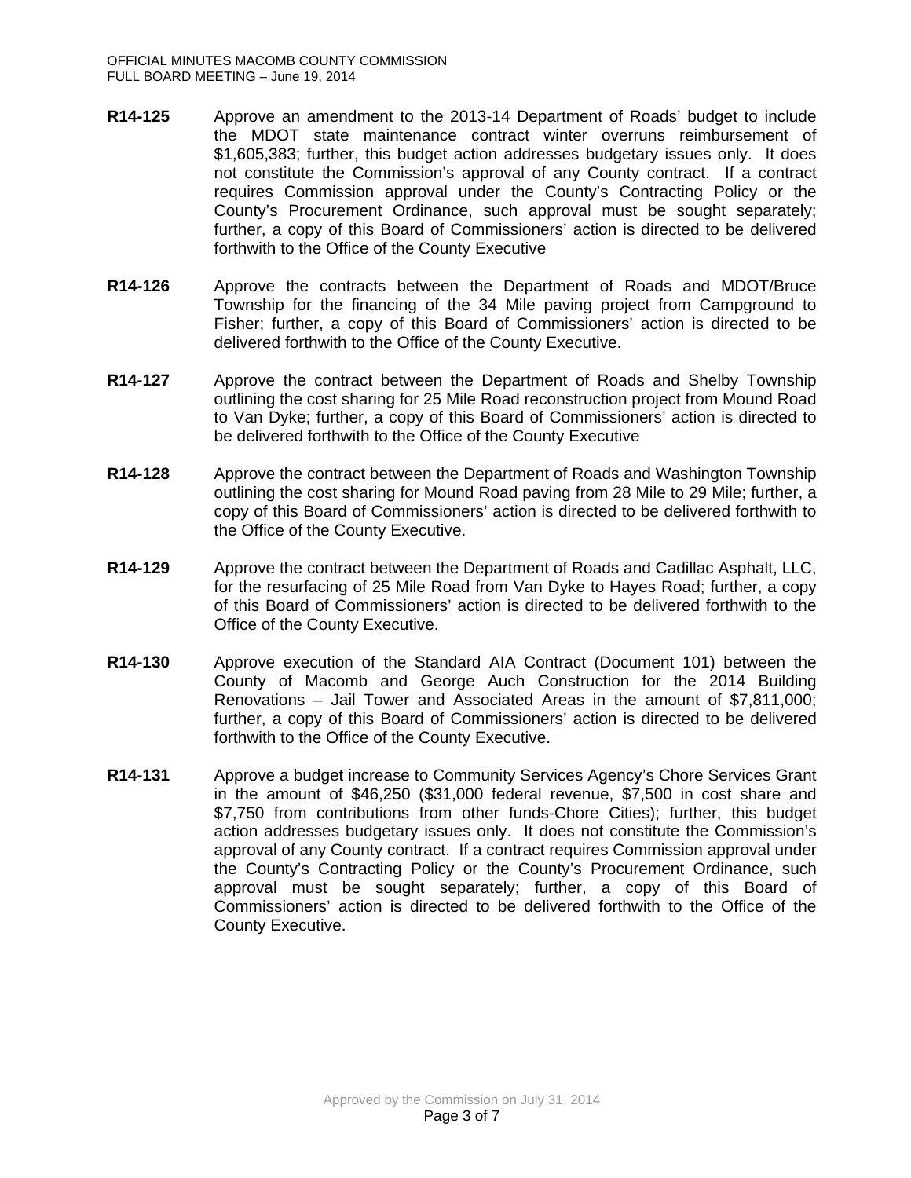**R14-125** Approve an amendment to the 2013-14 Department of Roads' budget to include the MDOT state maintenance contract winter overruns reimbursement of $1,605,383; further, this budget action addresses budgetary issues only. It does not constitute the Commission's approval of any County contract. If a contract requires Commission approval under the County's Contracting Policy or the County's Procurement Ordinance, such approval must be sought separately; further, a copy of this Board of Commissioners' action is directed to be delivered forthwith to the Office of the County Executive

**R14-126** Approve the contracts between the Department of Roads and MDOT/Bruce Township for the financing of the 34 Mile paving project from Campground to Fisher; further, a copy of this Board of Commissioners' action is directed to be delivered forthwith to the Office of the County Executive.

**R14-127** Approve the contract between the Department of Roads and Shelby Township outlining the cost sharing for 25 Mile Road reconstruction project from Mound Road to Van Dyke; further, a copy of this Board of Commissioners' action is directed to be delivered forthwith to the Office of the County Executive

**R14-128** Approve the contract between the Department of Roads and Washington Township outlining the cost sharing for Mound Road paving from 28 Mile to 29 Mile; further, a copy of this Board of Commissioners' action is directed to be delivered forthwith to the Office of the County Executive.

**R14-129** Approve the contract between the Department of Roads and Cadillac Asphalt, LLC, for the resurfacing of 25 Mile Road from Van Dyke to Hayes Road; further, a copy of this Board of Commissioners' action is directed to be delivered forthwith to the Office of the County Executive.

**R14-130** Approve execution of the Standard AIA Contract (Document 101) between the County of Macomb and George Auch Construction for the 2014 Building Renovations – Jail Tower and Associated Areas in the amount of $7,811,000; further, a copy of this Board of Commissioners' action is directed to be delivered forthwith to the Office of the County Executive.

**R14-131** Approve a budget increase to Community Services Agency's Chore Services Grant in the amount of $46,250 ($31,000 federal revenue, $7,500 in cost share and $7,750 from contributions from other funds-Chore Cities); further, this budget action addresses budgetary issues only. It does not constitute the Commission's approval of any County contract. If a contract requires Commission approval under the County's Contracting Policy or the County's Procurement Ordinance, such approval must be sought separately; further, a copy of this Board of Commissioners' action is directed to be delivered forthwith to the Office of the County Executive.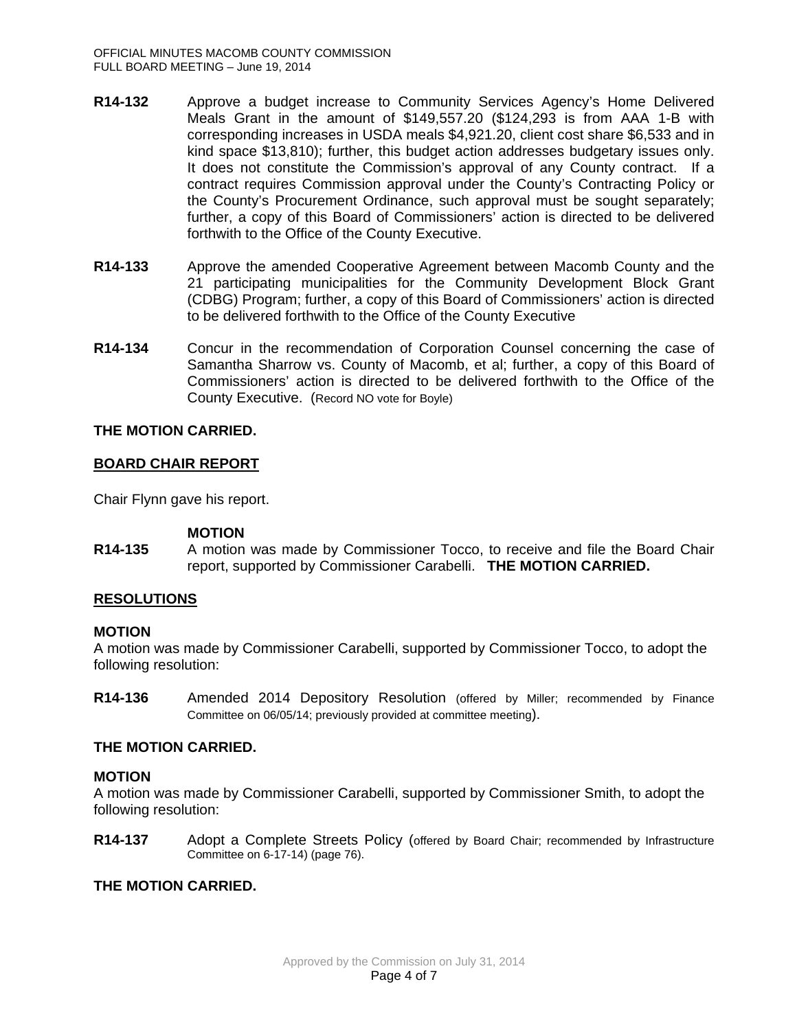**R14-132** Approve a budget increase to Community Services Agency's Home Delivered Meals Grant in the amount of $149,557.20 ($124,293 is from AAA 1-B with corresponding increases in USDA meals $4,921.20, client cost share $6,533 and in kind space $13,810); further, this budget action addresses budgetary issues only. It does not constitute the Commission's approval of any County contract. If a contract requires Commission approval under the County's Contracting Policy or the County's Procurement Ordinance, such approval must be sought separately; further, a copy of this Board of Commissioners' action is directed to be delivered forthwith to the Office of the County Executive.

**R14-133** Approve the amended Cooperative Agreement between Macomb County and the 21 participating municipalities for the Community Development Block Grant (CDBG) Program; further, a copy of this Board of Commissioners' action is directed to be delivered forthwith to the Office of the County Executive

**R14-134** Concur in the recommendation of Corporation Counsel concerning the case of Samantha Sharrow vs. County of Macomb, et al; further, a copy of this Board of Commissioners' action is directed to be delivered forthwith to the Office of the County Executive. (Record NO vote for Boyle)

**THE MOTION CARRIED.**

## BOARD CHAIR REPORT

Chair Flynn gave his report.

**MOTION**

**R14-135** A motion was made by Commissioner Tocco, to receive and file the Board Chair report, supported by Commissioner Carabelli. **THE MOTION CARRIED.**

## RESOLUTIONS

**MOTION**

A motion was made by Commissioner Carabelli, supported by Commissioner Tocco, to adopt the following resolution:

**R14-136** Amended 2014 Depository Resolution (offered by Miller; recommended by Finance Committee on 06/05/14; previously provided at committee meeting).

**THE MOTION CARRIED.**

**MOTION**

A motion was made by Commissioner Carabelli, supported by Commissioner Smith, to adopt the following resolution:

**R14-137** Adopt a Complete Streets Policy (offered by Board Chair; recommended by Infrastructure Committee on 6-17-14) (page 76).

**THE MOTION CARRIED.**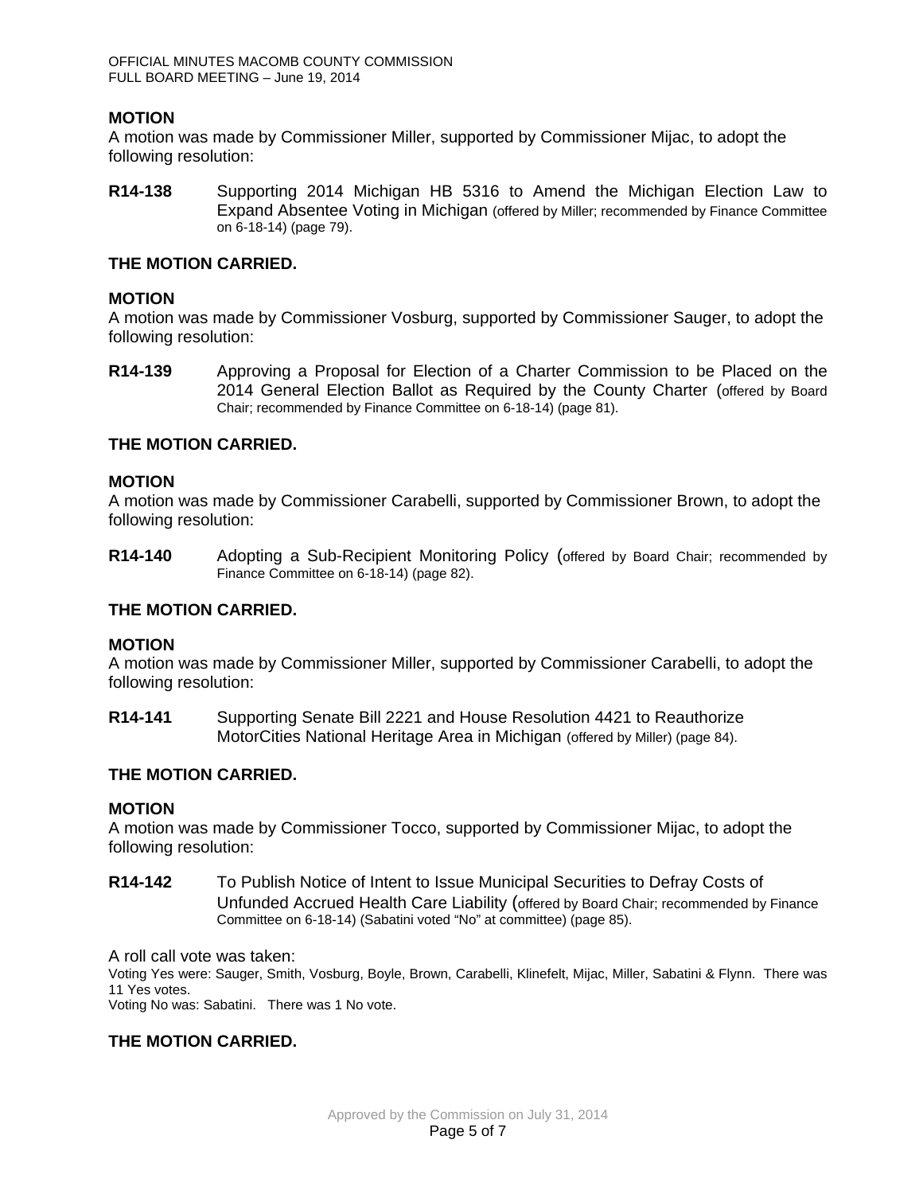**MOTION**

A motion was made by Commissioner Miller, supported by Commissioner Mijac, to adopt the following resolution:

**R14-138** Supporting 2014 Michigan HB 5316 to Amend the Michigan Election Law to Expand Absentee Voting in Michigan (offered by Miller; recommended by Finance Committee on 6-18-14) (page 79).

**THE MOTION CARRIED.**

**MOTION**

A motion was made by Commissioner Vosburg, supported by Commissioner Sauger, to adopt the following resolution:

**R14-139** Approving a Proposal for Election of a Charter Commission to be Placed on the 2014 General Election Ballot as Required by the County Charter (offered by Board Chair; recommended by Finance Committee on 6-18-14) (page 81).

**THE MOTION CARRIED.**

**MOTION**

A motion was made by Commissioner Carabelli, supported by Commissioner Brown, to adopt the following resolution:

**R14-140** Adopting a Sub-Recipient Monitoring Policy (offered by Board Chair; recommended by Finance Committee on 6-18-14) (page 82).

**THE MOTION CARRIED.**

**MOTION**

A motion was made by Commissioner Miller, supported by Commissioner Carabelli, to adopt the following resolution:

**R14-141** Supporting Senate Bill 2221 and House Resolution 4421 to Reauthorize MotorCities National Heritage Area in Michigan (offered by Miller) (page 84).

**THE MOTION CARRIED.**

**MOTION**

A motion was made by Commissioner Tocco, supported by Commissioner Mijac, to adopt the following resolution:

**R14-142** To Publish Notice of Intent to Issue Municipal Securities to Defray Costs of Unfunded Accrued Health Care Liability (offered by Board Chair; recommended by Finance Committee on 6-18-14) (Sabatini voted "No" at committee) (page 85).

A roll call vote was taken:

Voting Yes were: Sauger, Smith, Vosburg, Boyle, Brown, Carabelli, Klinefelt, Mijac, Miller, Sabatini & Flynn. There was 11 Yes votes.

Voting No was: Sabatini. There was 1 No vote.

**THE MOTION CARRIED.**

Approved by the Commission on July 31, 2014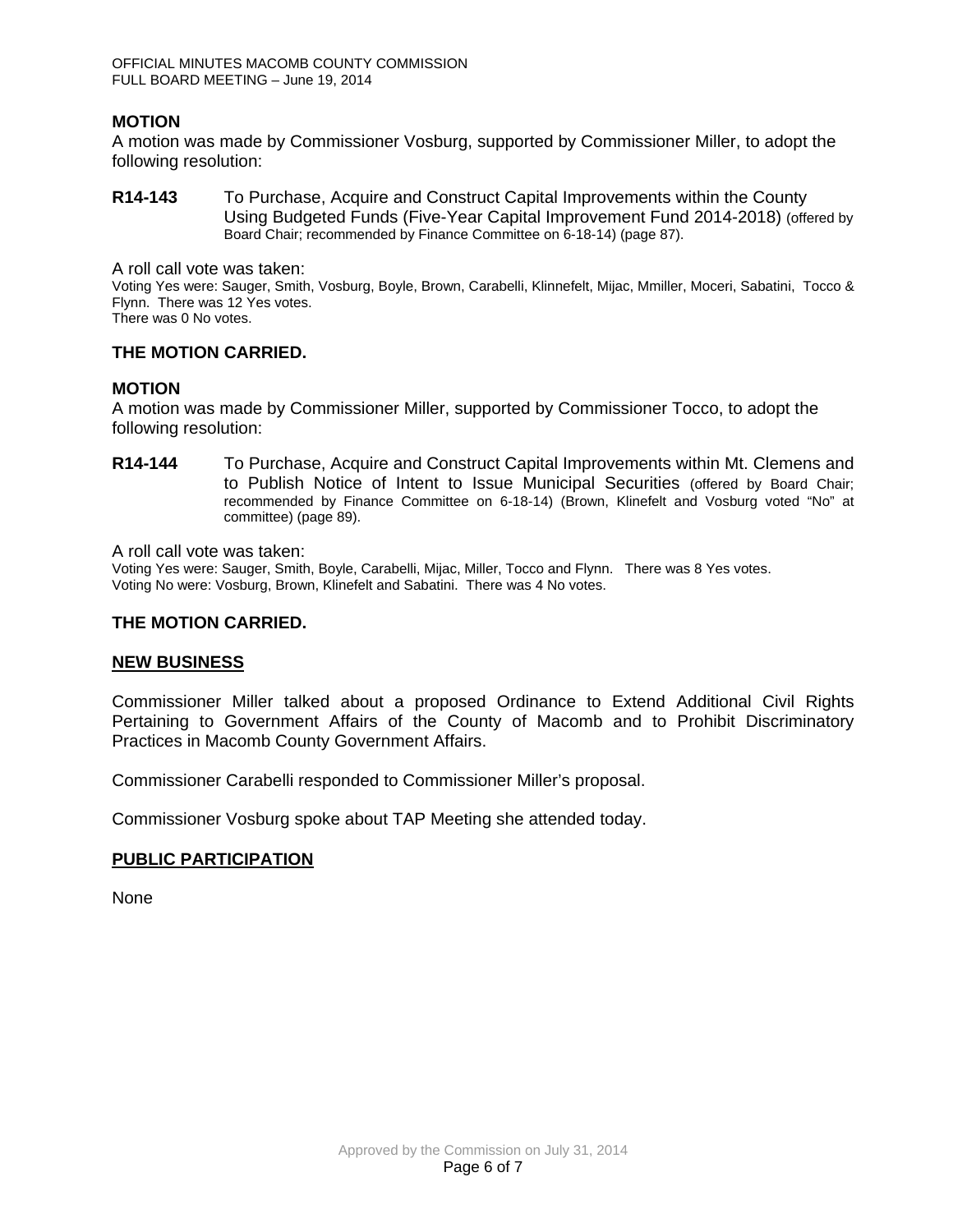**MOTION**

A motion was made by Commissioner Vosburg, supported by Commissioner Miller, to adopt the following resolution:

**R14-143** To Purchase, Acquire and Construct Capital Improvements within the County Using Budgeted Funds (Five-Year Capital Improvement Fund 2014-2018) (offered by Board Chair; recommended by Finance Committee on 6-18-14) (page 87).

A roll call vote was taken:

Voting Yes were: Sauger, Smith, Vosburg, Boyle, Brown, Carabelli, Klinnefelt, Mijac, Mmiller, Moceri, Sabatini, Tocco & Flynn. There was 12 Yes votes.
There was 0 No votes.

**THE MOTION CARRIED.**

**MOTION**

A motion was made by Commissioner Miller, supported by Commissioner Tocco, to adopt the following resolution:

**R14-144** To Purchase, Acquire and Construct Capital Improvements within Mt. Clemens and to Publish Notice of Intent to Issue Municipal Securities (offered by Board Chair; recommended by Finance Committee on 6-18-14) (Brown, Klinefelt and Vosburg voted "No" at committee) (page 89).

A roll call vote was taken:

Voting Yes were: Sauger, Smith, Boyle, Carabelli, Mijac, Miller, Tocco and Flynn. There was 8 Yes votes.
Voting No were: Vosburg, Brown, Klinefelt and Sabatini. There was 4 No votes.

**THE MOTION CARRIED.**

## NEW BUSINESS

Commissioner Miller talked about a proposed Ordinance to Extend Additional Civil Rights Pertaining to Government Affairs of the County of Macomb and to Prohibit Discriminatory Practices in Macomb County Government Affairs.

Commissioner Carabelli responded to Commissioner Miller's proposal.

Commissioner Vosburg spoke about TAP Meeting she attended today.

## PUBLIC PARTICIPATION

None

Approved by the Commission on July 31, 2014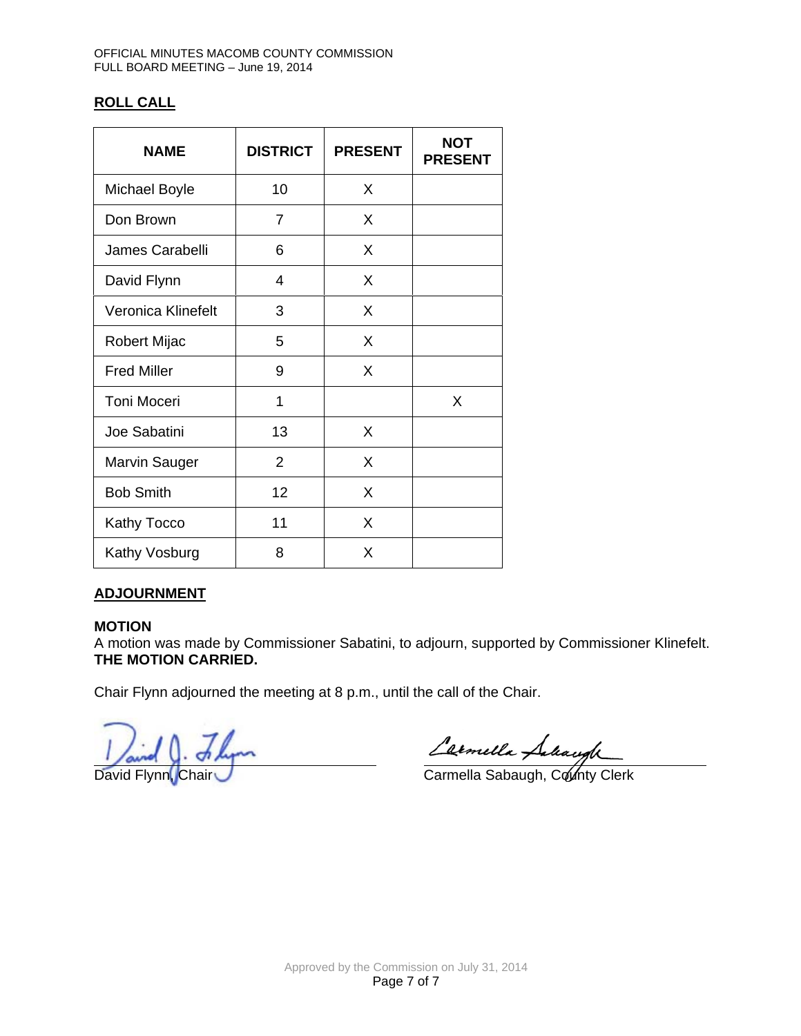## ROLL CALL

| NAME | DISTRICT | PRESENT | NOT PRESENT |
|---|---|---|---|
| Michael Boyle | 10 | X | |
| Don Brown | 7 | X | |
| James Carabelli | 6 | X | |
| David Flynn | 4 | X | |
| Veronica Klinefelt | 3 | X | |
| Robert Mijac | 5 | X | |
| Fred Miller | 9 | X | |
| Toni Moceri | 1 | | X |
| Joe Sabatini | 13 | X | |
| Marvin Sauger | 2 | X | |
| Bob Smith | 12 | X | |
| Kathy Tocco | 11 | X | |
| Kathy Vosburg | 8 | X | |

## ADJOURNMENT

**MOTION**
A motion was made by Commissioner Sabatini, to adjourn, supported by Commissioner Klinefelt.
**THE MOTION CARRIED.**

Chair Flynn adjourned the meeting at 8 p.m., until the call of the Chair.

David Flynn, Chair

Carmella Sabaugh, County Clerk

Approved by the Commission on July 31, 2014